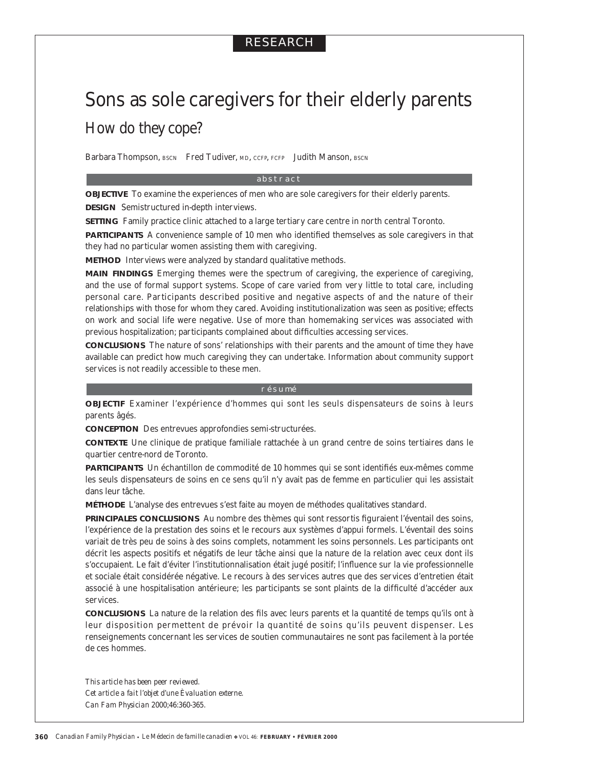RESEARCH

# Sons as sole caregivers for their elderly parents

## How do they cope?

Barbara Thompson, BSCN Fred Tudiver, MD, CCFP, FCFP Judith Manson, BSCN

### abstract

**OBJECTIVE** To examine the experiences of men who are sole caregivers for their elderly parents.

**DESIGN** Semistructured in-depth interviews.

**SETTING** Family practice clinic attached to a large tertiary care centre in north central Toronto.

**PARTICIPANTS** A convenience sample of 10 men who identified themselves as sole caregivers in that they had no particular women assisting them with caregiving.

**METHOD** Interviews were analyzed by standard qualitative methods.

**MAIN FINDINGS** Emerging themes were the spectrum of caregiving, the experience of caregiving, and the use of formal support systems. Scope of care varied from very little to total care, including personal care. Participants described positive and negative aspects of and the nature of their relationships with those for whom they cared. Avoiding institutionalization was seen as positive; effects on work and social life were negative. Use of more than homemaking services was associated with previous hospitalization; participants complained about difficulties accessing services.

**CONCLUSIONS** The nature of sons' relationships with their parents and the amount of time they have available can predict how much caregiving they can undertake. Information about community support services is not readily accessible to these men.

### résumé

**OBJECTIF** Examiner l'expérience d'hommes qui sont les seuls dispensateurs de soins à leurs parents âgés.

**CONCEPTION** Des entrevues approfondies semi-structurées.

**CONTEXTE** Une clinique de pratique familiale rattachée à un grand centre de soins tertiaires dans le quartier centre-nord de Toronto.

**PARTICIPANTS** Un échantillon de commodité de 10 hommes qui se sont identifiés eux-mêmes comme les seuls dispensateurs de soins en ce sens qu'il n'y avait pas de femme en particulier qui les assistait dans leur tâche.

**MÉTHODE** L'analyse des entrevues s'est faite au moyen de méthodes qualitatives standard.

**PRINCIPALES CONCLUSIONS** Au nombre des thèmes qui sont ressortis figuraient l'éventail des soins, l'expérience de la prestation des soins et le recours aux systèmes d'appui formels. L'éventail des soins variait de très peu de soins à des soins complets, notamment les soins personnels. Les participants ont décrit les aspects positifs et négatifs de leur tâche ainsi que la nature de la relation avec ceux dont ils s'occupaient. Le fait d'éviter l'institutionnalisation était jugé positif; l'influence sur la vie professionnelle et sociale était considérée négative. Le recours à des services autres que des services d'entretien était associé à une hospitalisation antérieure; les participants se sont plaints de la difficulté d'accéder aux services.

**CONCLUSIONS** La nature de la relation des fils avec leurs parents et la quantité de temps qu'ils ont à leur disposition permettent de prévoir la quantité de soins qu'ils peuvent dispenser. Les renseignements concernant les services de soutien communautaires ne sont pas facilement à la portée de ces hommes.

*This article has been peer reviewed.*
*Cet article a fait l'objet d'une Èvaluation externe.*
*Can Fam Physician* 2000;46:360-365.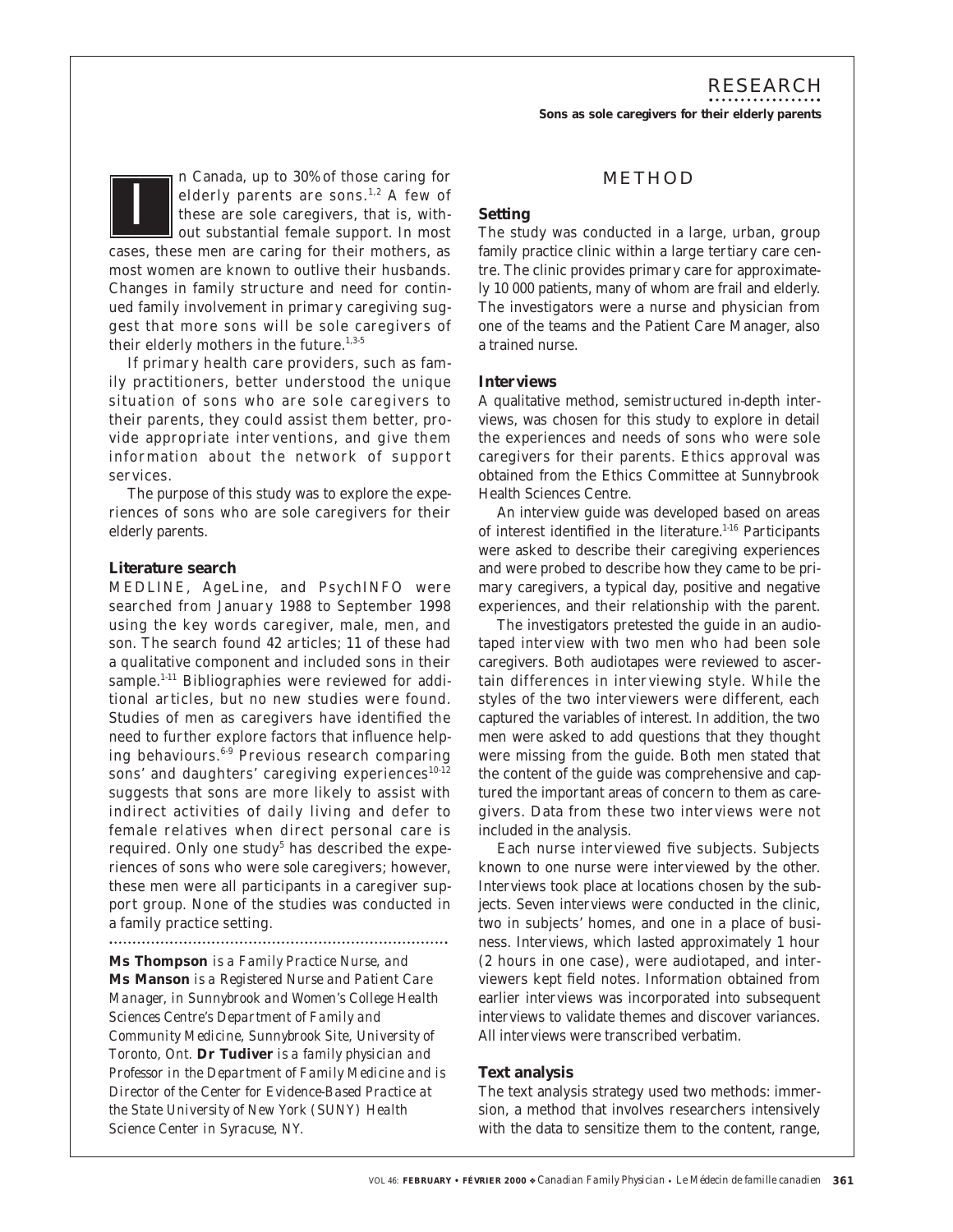In Canada, up to 30% of those caring for elderly parents are sons.[1,2] A few of these are sole caregivers, that is, without substantial female support. In most cases, these men are caring for their mothers, as most women are known to outlive their husbands. Changes in family structure and need for continued family involvement in primary caregiving suggest that more sons will be sole caregivers of their elderly mothers in the future.[1,3-5]

If primary health care providers, such as family practitioners, better understood the unique situation of sons who are sole caregivers to their parents, they could assist them better, provide appropriate interventions, and give them information about the network of support services.

The purpose of this study was to explore the experiences of sons who are sole caregivers for their elderly parents.

### Literature search

MEDLINE, AgeLine, and PsychINFO were searched from January 1988 to September 1998 using the key words caregiver, male, men, and son. The search found 42 articles; 11 of these had a qualitative component and included sons in their sample.[1-11] Bibliographies were reviewed for additional articles, but no new studies were found. Studies of men as caregivers have identified the need to further explore factors that influence helping behaviours.[6-9] Previous research comparing sons' and daughters' caregiving experiences[10-12] suggests that sons are more likely to assist with indirect activities of daily living and defer to female relatives when direct personal care is required. Only one study[5] has described the experiences of sons who were sole caregivers; however, these men were all participants in a caregiver support group. None of the studies was conducted in a family practice setting.

**Ms Thompson** *is a Family Practice Nurse, and* **Ms Manson** *is a Registered Nurse and Patient Care Manager, in Sunnybrook and Women's College Health Sciences Centre's Department of Family and Community Medicine, Sunnybrook Site, University of Toronto, Ont.* **Dr Tudiver** *is a family physician and Professor in the Department of Family Medicine and is Director of the Center for Evidence-Based Practice at the State University of New York (SUNY) Health Science Center in Syracuse, NY.*

## METHOD

### Setting

The study was conducted in a large, urban, group family practice clinic within a large tertiary care centre. The clinic provides primary care for approximately 10 000 patients, many of whom are frail and elderly. The investigators were a nurse and physician from one of the teams and the Patient Care Manager, also a trained nurse.

### Interviews

A qualitative method, semistructured in-depth interviews, was chosen for this study to explore in detail the experiences and needs of sons who were sole caregivers for their parents. Ethics approval was obtained from the Ethics Committee at Sunnybrook Health Sciences Centre.

An interview guide was developed based on areas of interest identified in the literature.[1-16] Participants were asked to describe their caregiving experiences and were probed to describe how they came to be primary caregivers, a typical day, positive and negative experiences, and their relationship with the parent.

The investigators pretested the guide in an audiotaped interview with two men who had been sole caregivers. Both audiotapes were reviewed to ascertain differences in interviewing style. While the styles of the two interviewers were different, each captured the variables of interest. In addition, the two men were asked to add questions that they thought were missing from the guide. Both men stated that the content of the guide was comprehensive and captured the important areas of concern to them as caregivers. Data from these two interviews were not included in the analysis.

Each nurse interviewed five subjects. Subjects known to one nurse were interviewed by the other. Interviews took place at locations chosen by the subjects. Seven interviews were conducted in the clinic, two in subjects' homes, and one in a place of business. Interviews, which lasted approximately 1 hour (2 hours in one case), were audiotaped, and interviewers kept field notes. Information obtained from earlier interviews was incorporated into subsequent interviews to validate themes and discover variances. All interviews were transcribed verbatim.

### Text analysis

The text analysis strategy used two methods: immersion, a method that involves researchers intensively with the data to sensitize them to the content, range,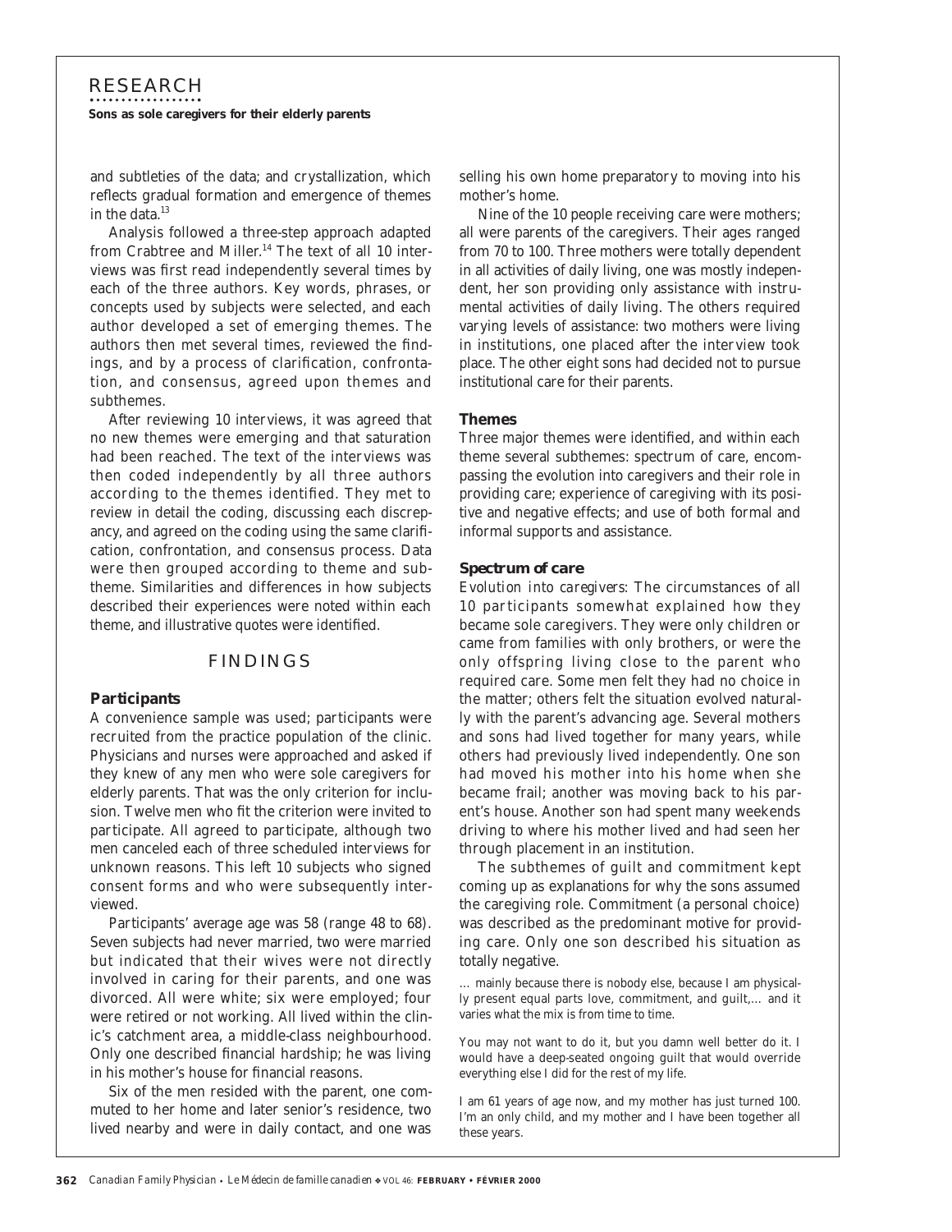and subtleties of the data; and crystallization, which reflects gradual formation and emergence of themes in the data.[13]

Analysis followed a three-step approach adapted from Crabtree and Miller.[14] The text of all 10 interviews was first read independently several times by each of the three authors. Key words, phrases, or concepts used by subjects were selected, and each author developed a set of emerging themes. The authors then met several times, reviewed the findings, and by a process of clarification, confrontation, and consensus, agreed upon themes and subthemes.

After reviewing 10 interviews, it was agreed that no new themes were emerging and that saturation had been reached. The text of the interviews was then coded independently by all three authors according to the themes identified. They met to review in detail the coding, discussing each discrepancy, and agreed on the coding using the same clarification, confrontation, and consensus process. Data were then grouped according to theme and subtheme. Similarities and differences in how subjects described their experiences were noted within each theme, and illustrative quotes were identified.

## FINDINGS

### Participants

A convenience sample was used; participants were recruited from the practice population of the clinic. Physicians and nurses were approached and asked if they knew of any men who were sole caregivers for elderly parents. That was the only criterion for inclusion. Twelve men who fit the criterion were invited to participate. All agreed to participate, although two men canceled each of three scheduled interviews for unknown reasons. This left 10 subjects who signed consent forms and who were subsequently interviewed.

Participants' average age was 58 (range 48 to 68). Seven subjects had never married, two were married but indicated that their wives were not directly involved in caring for their parents, and one was divorced. All were white; six were employed; four were retired or not working. All lived within the clinic's catchment area, a middle-class neighbourhood. Only one described financial hardship; he was living in his mother's house for financial reasons.

Six of the men resided with the parent, one commuted to her home and later senior's residence, two lived nearby and were in daily contact, and one was selling his own home preparatory to moving into his mother's home.

Nine of the 10 people receiving care were mothers; all were parents of the caregivers. Their ages ranged from 70 to 100. Three mothers were totally dependent in all activities of daily living, one was mostly independent, her son providing only assistance with instrumental activities of daily living. The others required varying levels of assistance: two mothers were living in institutions, one placed after the interview took place. The other eight sons had decided not to pursue institutional care for their parents.

### Themes

Three major themes were identified, and within each theme several subthemes: spectrum of care, encompassing the evolution into caregivers and their role in providing care; experience of caregiving with its positive and negative effects; and use of both formal and informal supports and assistance.

### Spectrum of care

*Evolution into caregivers:* The circumstances of all 10 participants somewhat explained how they became sole caregivers. They were only children or came from families with only brothers, or were the only offspring living close to the parent who required care. Some men felt they had no choice in the matter; others felt the situation evolved naturally with the parent's advancing age. Several mothers and sons had lived together for many years, while others had previously lived independently. One son had moved his mother into his home when she became frail; another was moving back to his parent's house. Another son had spent many weekends driving to where his mother lived and had seen her through placement in an institution.

The subthemes of guilt and commitment kept coming up as explanations for why the sons assumed the caregiving role. Commitment (a personal choice) was described as the predominant motive for providing care. Only one son described his situation as totally negative.

> … mainly because there is nobody else, because I am physically present equal parts love, commitment, and guilt,… and it varies what the mix is from time to time.

> You may not want to do it, but you damn well better do it. I would have a deep-seated ongoing guilt that would override everything else I did for the rest of my life.

> I am 61 years of age now, and my mother has just turned 100. I'm an only child, and my mother and I have been together all these years.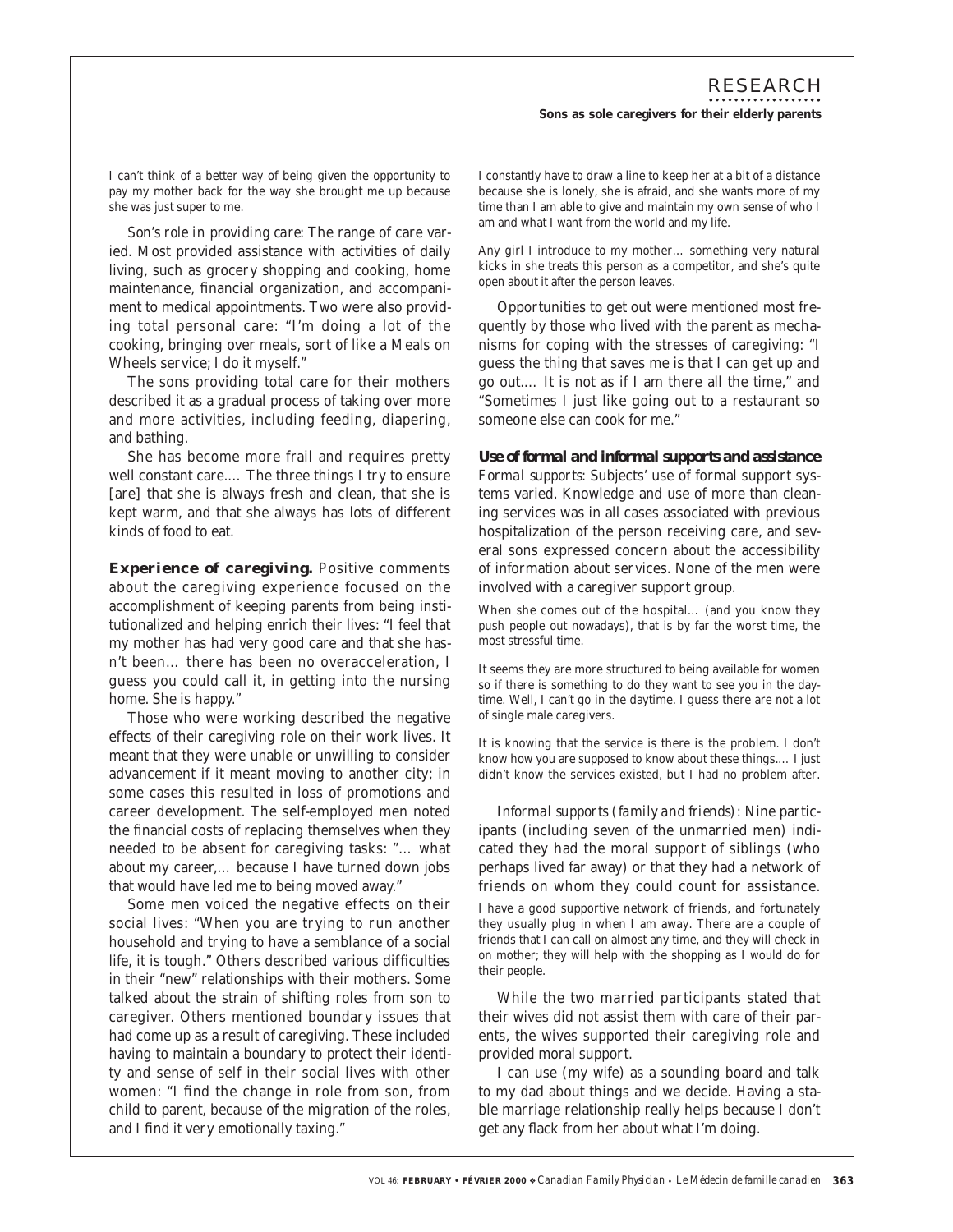I can't think of a better way of being given the opportunity to pay my mother back for the way she brought me up because she was just super to me.

*Son's role in providing care*: The range of care varied. Most provided assistance with activities of daily living, such as grocery shopping and cooking, home maintenance, financial organization, and accompaniment to medical appointments. Two were also providing total personal care: "I'm doing a lot of the cooking, bringing over meals, sort of like a Meals on Wheels service; I do it myself."

The sons providing total care for their mothers described it as a gradual process of taking over more and more activities, including feeding, diapering, and bathing.

She has become more frail and requires pretty well constant care.... The three things I try to ensure [are] that she is always fresh and clean, that she is kept warm, and that she always has lots of different kinds of food to eat.

**Experience of caregiving.** Positive comments about the caregiving experience focused on the accomplishment of keeping parents from being institutionalized and helping enrich their lives: "I feel that my mother has had very good care and that she hasn't been... there has been no overacceleration, I guess you could call it, in getting into the nursing home. She is happy."

Those who were working described the negative effects of their caregiving role on their work lives. It meant that they were unable or unwilling to consider advancement if it meant moving to another city; in some cases this resulted in loss of promotions and career development. The self-employed men noted the financial costs of replacing themselves when they needed to be absent for caregiving tasks: "... what about my career,... because I have turned down jobs that would have led me to being moved away."

Some men voiced the negative effects on their social lives: "When you are trying to run another household and trying to have a semblance of a social life, it is tough." Others described various difficulties in their "new" relationships with their mothers. Some talked about the strain of shifting roles from son to caregiver. Others mentioned boundary issues that had come up as a result of caregiving. These included having to maintain a boundary to protect their identity and sense of self in their social lives with other women: "I find the change in role from son, from child to parent, because of the migration of the roles, and I find it very emotionally taxing."

I constantly have to draw a line to keep her at a bit of a distance because she is lonely, she is afraid, and she wants more of my time than I am able to give and maintain my own sense of who I am and what I want from the world and my life.

Any girl I introduce to my mother... something very natural kicks in she treats this person as a competitor, and she's quite open about it after the person leaves.

Opportunities to get out were mentioned most frequently by those who lived with the parent as mechanisms for coping with the stresses of caregiving: "I guess the thing that saves me is that I can get up and go out.... It is not as if I am there all the time," and "Sometimes I just like going out to a restaurant so someone else can cook for me."

**Use of formal and informal supports and assistance**

*Formal supports*: Subjects' use of formal support systems varied. Knowledge and use of more than cleaning services was in all cases associated with previous hospitalization of the person receiving care, and several sons expressed concern about the accessibility of information about services. None of the men were involved with a caregiver support group.

When she comes out of the hospital... (and you know they push people out nowadays), that is by far the worst time, the most stressful time.

It seems they are more structured to being available for women so if there is something to do they want to see you in the daytime. Well, I can't go in the daytime. I guess there are not a lot of single male caregivers.

It is knowing that the service is there is the problem. I don't know how you are supposed to know about these things.... I just didn't know the services existed, but I had no problem after.

*Informal supports (family and friends)*: Nine participants (including seven of the unmarried men) indicated they had the moral support of siblings (who perhaps lived far away) or that they had a network of friends on whom they could count for assistance.

I have a good supportive network of friends, and fortunately they usually plug in when I am away. There are a couple of friends that I can call on almost any time, and they will check in on mother; they will help with the shopping as I would do for their people.

While the two married participants stated that their wives did not assist them with care of their parents, the wives supported their caregiving role and provided moral support.

I can use (my wife) as a sounding board and talk to my dad about things and we decide. Having a stable marriage relationship really helps because I don't get any flack from her about what I'm doing.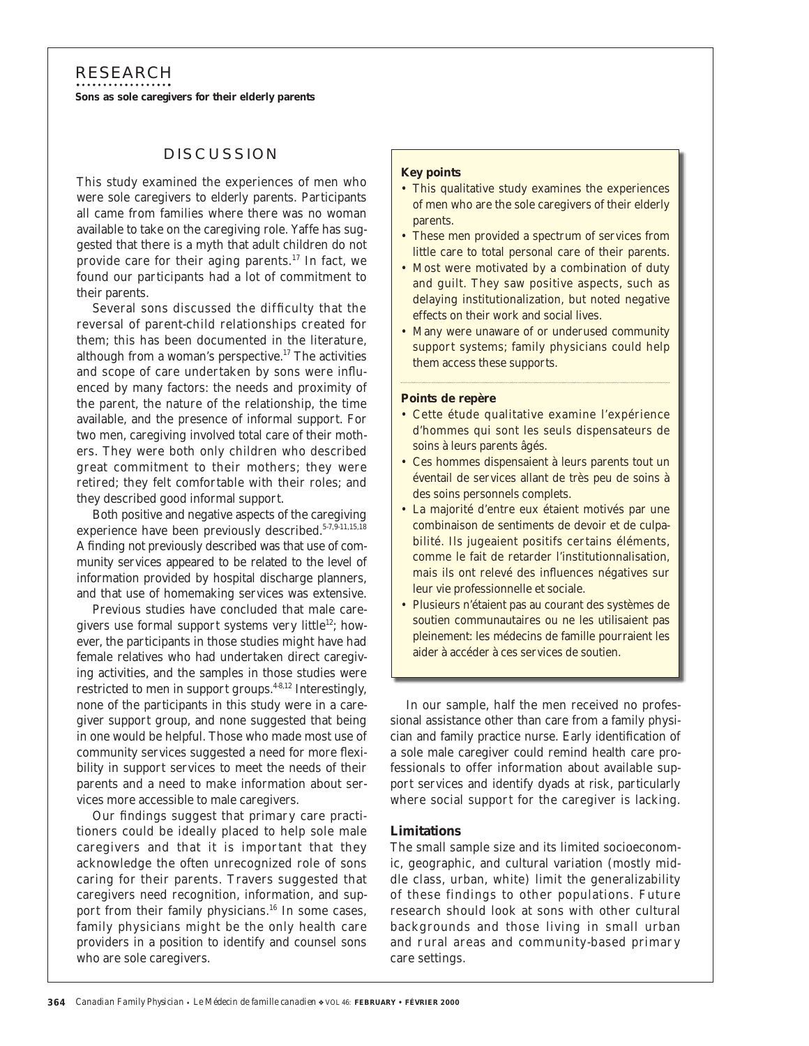## DISCUSSION

This study examined the experiences of men who were sole caregivers to elderly parents. Participants all came from families where there was no woman available to take on the caregiving role. Yaffe has suggested that there is a myth that adult children do not provide care for their aging parents.[17] In fact, we found our participants had a lot of commitment to their parents.

Several sons discussed the difficulty that the reversal of parent-child relationships created for them; this has been documented in the literature, although from a woman's perspective.[17] The activities and scope of care undertaken by sons were influenced by many factors: the needs and proximity of the parent, the nature of the relationship, the time available, and the presence of informal support. For two men, caregiving involved total care of their mothers. They were both only children who described great commitment to their mothers; they were retired; they felt comfortable with their roles; and they described good informal support.

Both positive and negative aspects of the caregiving experience have been previously described.[5-7,9-11,15,18] A finding not previously described was that use of community services appeared to be related to the level of information provided by hospital discharge planners, and that use of homemaking services was extensive.

Previous studies have concluded that male caregivers use formal support systems very little[12]; however, the participants in those studies might have had female relatives who had undertaken direct caregiving activities, and the samples in those studies were restricted to men in support groups.[4-8,12] Interestingly, none of the participants in this study were in a caregiver support group, and none suggested that being in one would be helpful. Those who made most use of community services suggested a need for more flexibility in support services to meet the needs of their parents and a need to make information about services more accessible to male caregivers.

Our findings suggest that primary care practitioners could be ideally placed to help sole male caregivers and that it is important that they acknowledge the often unrecognized role of sons caring for their parents. Travers suggested that caregivers need recognition, information, and support from their family physicians.[16] In some cases, family physicians might be the only health care providers in a position to identify and counsel sons who are sole caregivers.

**Key points**

- This qualitative study examines the experiences of men who are the sole caregivers of their elderly parents.
- These men provided a spectrum of services from little care to total personal care of their parents.
- Most were motivated by a combination of duty and guilt. They saw positive aspects, such as delaying institutionalization, but noted negative effects on their work and social lives.
- Many were unaware of or underused community support systems; family physicians could help them access these supports.

**Points de repère**

- Cette étude qualitative examine l'expérience d'hommes qui sont les seuls dispensateurs de soins à leurs parents âgés.
- Ces hommes dispensaient à leurs parents tout un éventail de services allant de très peu de soins à des soins personnels complets.
- La majorité d'entre eux étaient motivés par une combinaison de sentiments de devoir et de culpabilité. Ils jugeaient positifs certains éléments, comme le fait de retarder l'institutionnalisation, mais ils ont relevé des influences négatives sur leur vie professionnelle et sociale.
- Plusieurs n'étaient pas au courant des systèmes de soutien communautaires ou ne les utilisaient pas pleinement: les médecins de famille pourraient les aider à accéder à ces services de soutien.

In our sample, half the men received no professional assistance other than care from a family physician and family practice nurse. Early identification of a sole male caregiver could remind health care professionals to offer information about available support services and identify dyads at risk, particularly where social support for the caregiver is lacking.

### Limitations

The small sample size and its limited socioeconomic, geographic, and cultural variation (mostly middle class, urban, white) limit the generalizability of these findings to other populations. Future research should look at sons with other cultural backgrounds and those living in small urban and rural areas and community-based primary care settings.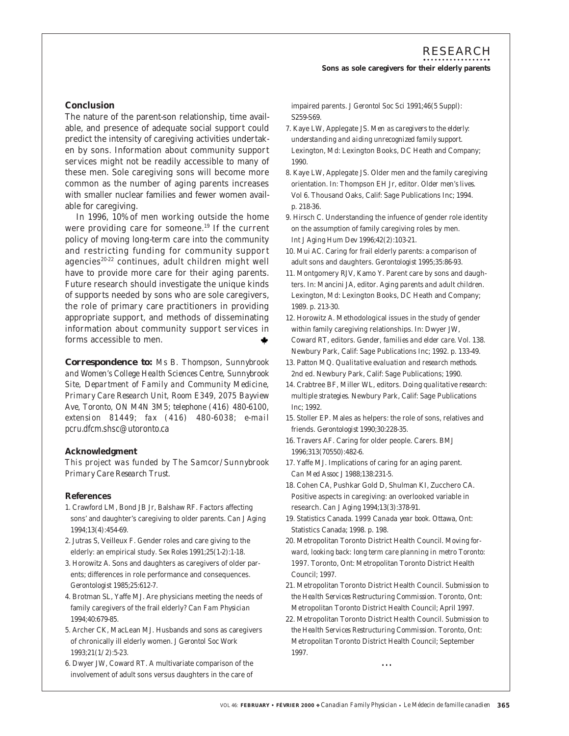## Conclusion

The nature of the parent-son relationship, time available, and presence of adequate social support could predict the intensity of caregiving activities undertaken by sons. Information about community support services might not be readily accessible to many of these men. Sole caregiving sons will become more common as the number of aging parents increases with smaller nuclear families and fewer women available for caregiving.

In 1996, 10% of men working outside the home were providing care for someone.[19] If the current policy of moving long-term care into the community and restricting funding for community support agencies[20-22] continues, adult children might well have to provide more care for their aging parents. Future research should investigate the unique kinds of supports needed by sons who are sole caregivers, the role of primary care practitioners in providing appropriate support, and methods of disseminating information about community support services in forms accessible to men.

**Correspondence to:** *Ms B. Thompson, Sunnybrook and Women's College Health Sciences Centre, Sunnybrook Site, Department of Family and Community Medicine, Primary Care Research Unit, Room E349, 2075 Bayview Ave, Toronto, ON M4N 3M5; telephone (416) 480-6100, extension 81449; fax (416) 480-6038; e-mail pcru.dfcm.shsc@utoronto.ca*

### Acknowledgment

*This project was funded by The Samcor/Sunnybrook Primary Care Research Trust.*

### References

1. Crawford LM, Bond JB Jr, Balshaw RF. Factors affecting sons' and daughter's caregiving to older parents. *Can J Aging* 1994;13(4):454-69.
2. Jutras S, Veilleux F. Gender roles and care giving to the elderly: an empirical study. *Sex Roles* 1991;25(1-2):1-18.
3. Horowitz A. Sons and daughters as caregivers of older parents; differences in role performance and consequences. *Gerontologist* 1985;25:612-7.
4. Brotman SL, Yaffe MJ. Are physicians meeting the needs of family caregivers of the frail elderly? *Can Fam Physician* 1994;40:679-85.
5. Archer CK, MacLean MJ. Husbands and sons as caregivers of chronically ill elderly women. *J Gerontol Soc Work* 1993;21(1/2):5-23.
6. Dwyer JW, Coward RT. A multivariate comparison of the involvement of adult sons versus daughters in the care of impaired parents. *J Gerontol Soc Sci* 1991;46(5 Suppl): S259-S69.
7. Kaye LW, Applegate JS. *Men as caregivers to the elderly: understanding and aiding unrecognized family support.* Lexington, Md: Lexington Books, DC Heath and Company; 1990.
8. Kaye LW, Applegate JS. Older men and the family caregiving orientation. In: Thompson EH Jr, editor. *Older men's lives.* Vol 6. Thousand Oaks, Calif: Sage Publications Inc; 1994. p. 218-36.
9. Hirsch C. Understanding the infuence of gender role identity on the assumption of family caregiving roles by men. *Int J Aging Hum Dev* 1996;42(2):103-21.
10. Mui AC. Caring for frail elderly parents: a comparison of adult sons and daughters. *Gerontologist* 1995;35:86-93.
11. Montgomery RJV, Kamo Y. Parent care by sons and daughters. In: Mancini JA, editor. *Aging parents and adult children.* Lexington, Md: Lexington Books, DC Heath and Company; 1989. p. 213-30.
12. Horowitz A. Methodological issues in the study of gender within family caregiving relationships. In: Dwyer JW, Coward RT, editors. *Gender, families and elder care.* Vol. 138. Newbury Park, Calif: Sage Publications Inc; 1992. p. 133-49.
13. Patton MQ. *Qualitative evaluation and research methods.* 2nd ed. Newbury Park, Calif: Sage Publications; 1990.
14. Crabtree BF, Miller WL, editors. *Doing qualitative research: multiple strategies.* Newbury Park, Calif: Sage Publications Inc; 1992.
15. Stoller EP. Males as helpers: the role of sons, relatives and friends. *Gerontologist* 1990;30:228-35.
16. Travers AF. Caring for older people. Carers. *BMJ* 1996;313(70550):482-6.
17. Yaffe MJ. Implications of caring for an aging parent. *Can Med Assoc J* 1988;138:231-5.
18. Cohen CA, Pushkar Gold D, Shulman KI, Zucchero CA. Positive aspects in caregiving: an overlooked variable in research. *Can J Aging* 1994;13(3):378-91.
19. Statistics Canada. *1999 Canada year book.* Ottawa, Ont: Statistics Canada; 1998. p. 198.
20. Metropolitan Toronto District Health Council. *Moving forward, looking back: long term care planning in metro Toronto: 1997.* Toronto, Ont: Metropolitan Toronto District Health Council; 1997.
21. Metropolitan Toronto District Health Council. *Submission to the Health Services Restructuring Commission.* Toronto, Ont: Metropolitan Toronto District Health Council; April 1997.
22. Metropolitan Toronto District Health Council. *Submission to the Health Services Restructuring Commission.* Toronto, Ont: Metropolitan Toronto District Health Council; September 1997.